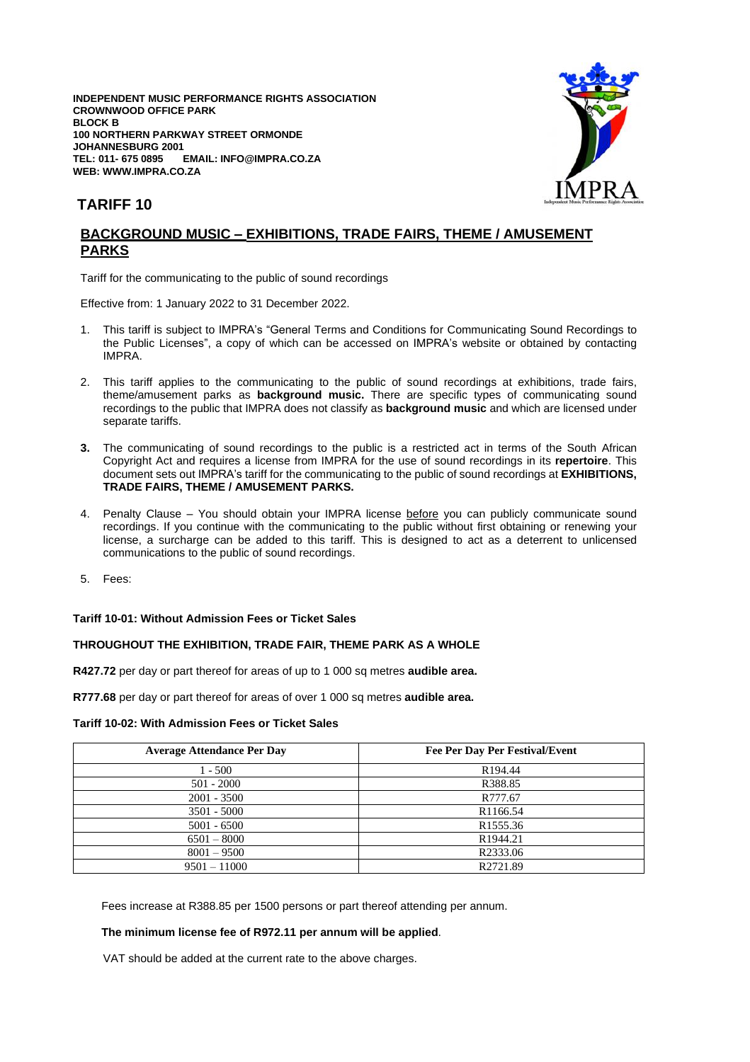**INDEPENDENT MUSIC PERFORMANCE RIGHTS ASSOCIATION**
**CROWNWOOD OFFICE PARK**
**BLOCK B**
**100 NORTHERN PARKWAY STREET ORMONDE**
**JOHANNESBURG 2001**
**TEL: 011- 675 0895 EMAIL: INFO@IMPRA.CO.ZA**
**WEB: WWW.IMPRA.CO.ZA**

# TARIFF 10

## BACKGROUND MUSIC – EXHIBITIONS, TRADE FAIRS, THEME / AMUSEMENT PARKS

Tariff for the communicating to the public of sound recordings

Effective from: 1 January 2022 to 31 December 2022.

1. This tariff is subject to IMPRA's "General Terms and Conditions for Communicating Sound Recordings to the Public Licenses", a copy of which can be accessed on IMPRA's website or obtained by contacting IMPRA.

2. This tariff applies to the communicating to the public of sound recordings at exhibitions, trade fairs, theme/amusement parks as **background music.** There are specific types of communicating sound recordings to the public that IMPRA does not classify as **background music** and which are licensed under separate tariffs.

3. The communicating of sound recordings to the public is a restricted act in terms of the South African Copyright Act and requires a license from IMPRA for the use of sound recordings in its **repertoire**. This document sets out IMPRA's tariff for the communicating to the public of sound recordings at **EXHIBITIONS, TRADE FAIRS, THEME / AMUSEMENT PARKS.**

4. Penalty Clause – You should obtain your IMPRA license <u>before</u> you can publicly communicate sound recordings. If you continue with the communicating to the public without first obtaining or renewing your license, a surcharge can be added to this tariff. This is designed to act as a deterrent to unlicensed communications to the public of sound recordings.

5. Fees:

**Tariff 10-01: Without Admission Fees or Ticket Sales**

**THROUGHOUT THE EXHIBITION, TRADE FAIR, THEME PARK AS A WHOLE**

**R427.72** per day or part thereof for areas of up to 1 000 sq metres **audible area.**

**R777.68** per day or part thereof for areas of over 1 000 sq metres **audible area.**

**Tariff 10-02: With Admission Fees or Ticket Sales**

| Average Attendance Per Day | Fee Per Day Per Festival/Event |
|---|---|
| 1 - 500 | R194.44 |
| 501 - 2000 | R388.85 |
| 2001 - 3500 | R777.67 |
| 3501 - 5000 | R1166.54 |
| 5001 - 6500 | R1555.36 |
| 6501 – 8000 | R1944.21 |
| 8001 – 9500 | R2333.06 |
| 9501 – 11000 | R2721.89 |

Fees increase at R388.85 per 1500 persons or part thereof attending per annum.

**The minimum license fee of R972.11 per annum will be applied**.

VAT should be added at the current rate to the above charges.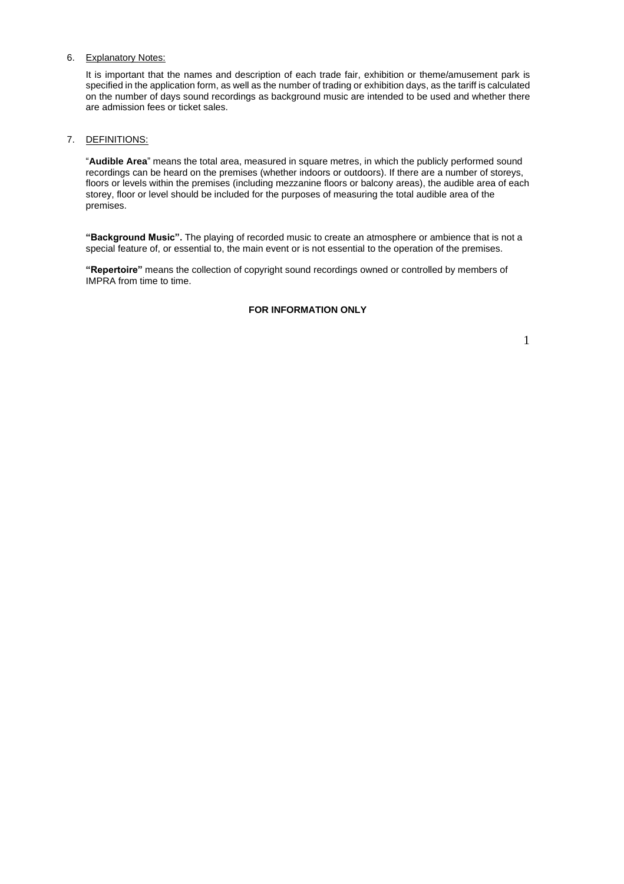6. Explanatory Notes:

   It is important that the names and description of each trade fair, exhibition or theme/amusement park is specified in the application form, as well as the number of trading or exhibition days, as the tariff is calculated on the number of days sound recordings as background music are intended to be used and whether there are admission fees or ticket sales.

7. DEFINITIONS:

   "**Audible Area**" means the total area, measured in square metres, in which the publicly performed sound recordings can be heard on the premises (whether indoors or outdoors). If there are a number of storeys, floors or levels within the premises (including mezzanine floors or balcony areas), the audible area of each storey, floor or level should be included for the purposes of measuring the total audible area of the premises.

   **"Background Music".** The playing of recorded music to create an atmosphere or ambience that is not a special feature of, or essential to, the main event or is not essential to the operation of the premises.

   **"Repertoire"** means the collection of copyright sound recordings owned or controlled by members of IMPRA from time to time.

**FOR INFORMATION ONLY**